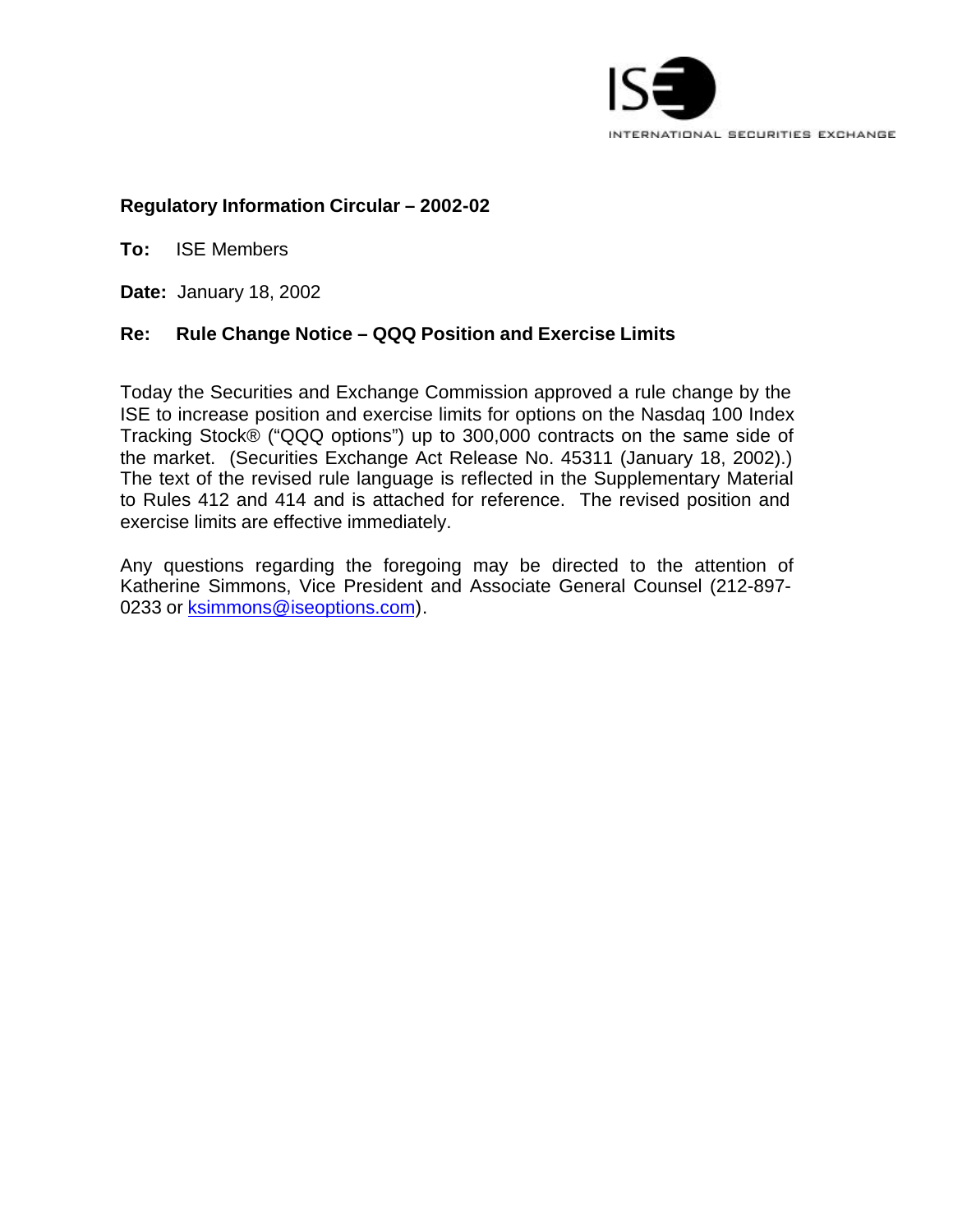**Regulatory Information Circular – 2002-02**

**To:** ISE Members

**Date:** January 18, 2002

**Re: Rule Change Notice – QQQ Position and Exercise Limits**

Today the Securities and Exchange Commission approved a rule change by the ISE to increase position and exercise limits for options on the Nasdaq 100 Index Tracking Stock® ("QQQ options") up to 300,000 contracts on the same side of the market. (Securities Exchange Act Release No. 45311 (January 18, 2002).) The text of the revised rule language is reflected in the Supplementary Material to Rules 412 and 414 and is attached for reference. The revised position and exercise limits are effective immediately.

Any questions regarding the foregoing may be directed to the attention of Katherine Simmons, Vice President and Associate General Counsel (212-897-0233 or ksimmons@iseoptions.com).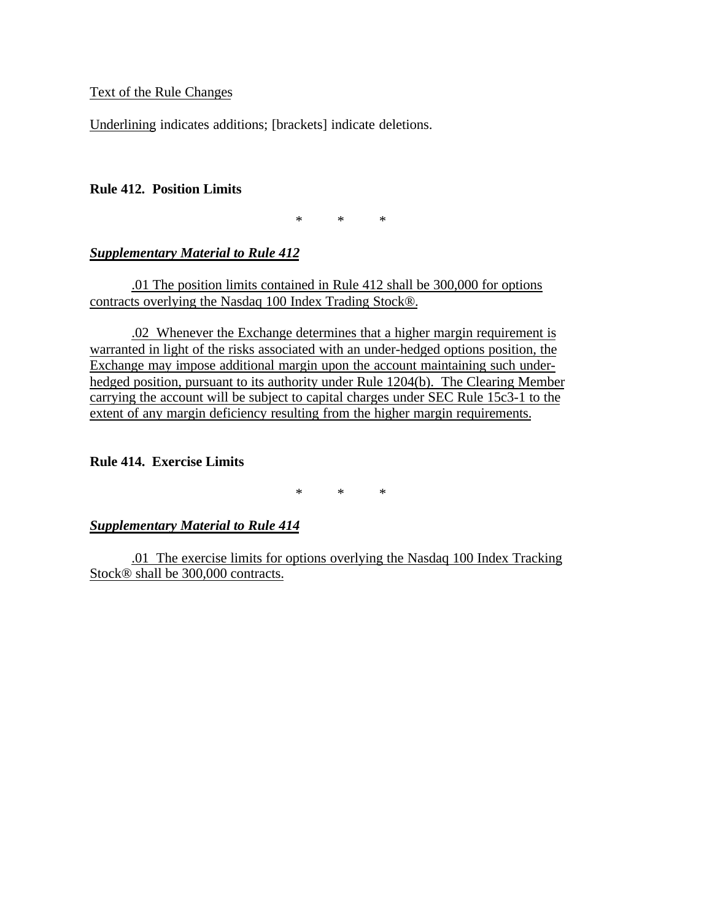Text of the Rule Changes

Underlining indicates additions; [brackets] indicate deletions.

**Rule 412. Position Limits**

\* \* \*

***Supplementary Material to Rule 412***

.01 The position limits contained in Rule 412 shall be 300,000 for options contracts overlying the Nasdaq 100 Index Trading Stock®.

.02 Whenever the Exchange determines that a higher margin requirement is warranted in light of the risks associated with an under-hedged options position, the Exchange may impose additional margin upon the account maintaining such under-hedged position, pursuant to its authority under Rule 1204(b). The Clearing Member carrying the account will be subject to capital charges under SEC Rule 15c3-1 to the extent of any margin deficiency resulting from the higher margin requirements.

**Rule 414. Exercise Limits**

\* \* \*

***Supplementary Material to Rule 414***

.01 The exercise limits for options overlying the Nasdaq 100 Index Tracking Stock® shall be 300,000 contracts.